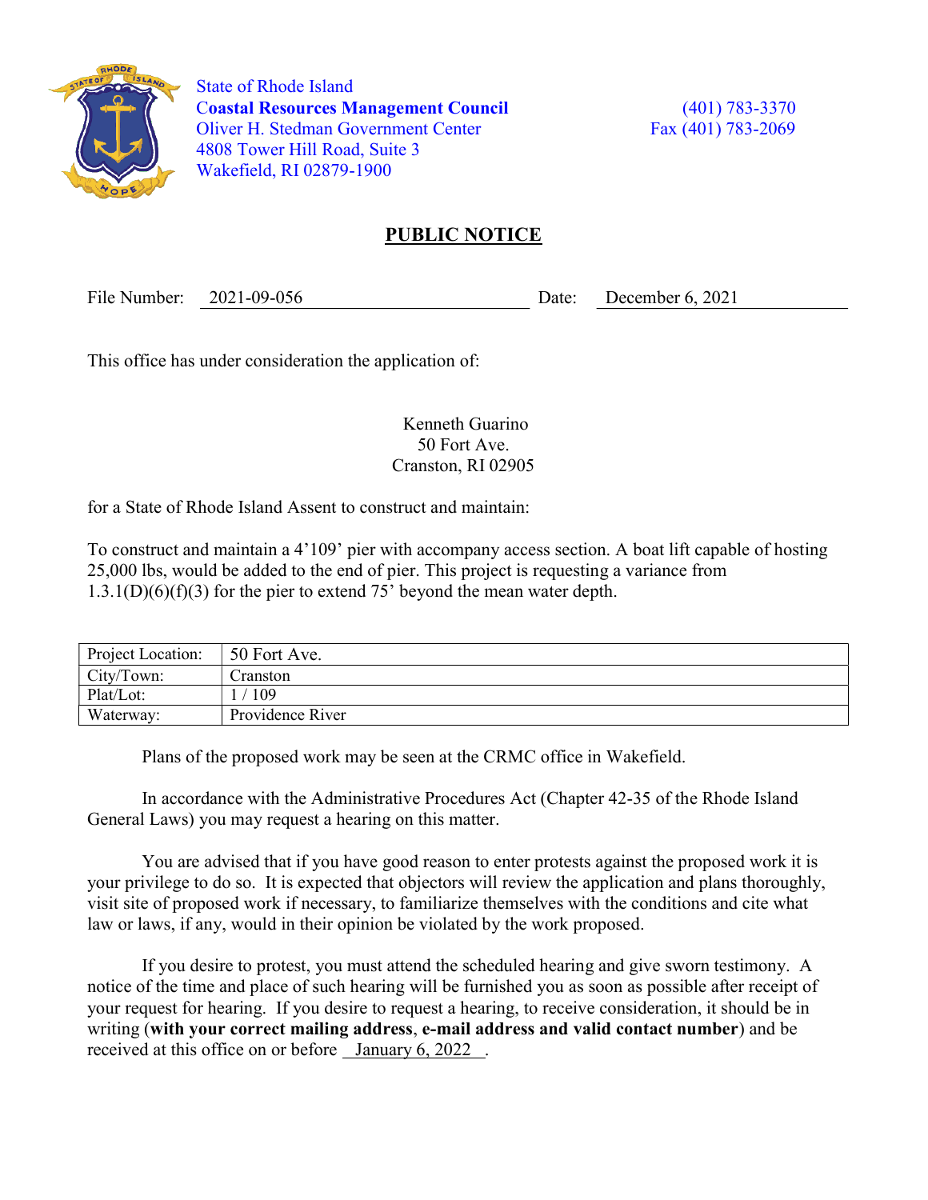State of Rhode Island
**Coastal Resources Management Council**
Oliver H. Stedman Government Center
4808 Tower Hill Road, Suite 3
Wakefield, RI 02879-1900

(401) 783-3370
Fax (401) 783-2069

# PUBLIC NOTICE

File Number: 2021-09-056 Date: December 6, 2021

This office has under consideration the application of:

Kenneth Guarino
50 Fort Ave.
Cranston, RI 02905

for a State of Rhode Island Assent to construct and maintain:

To construct and maintain a 4'109' pier with accompany access section. A boat lift capable of hosting 25,000 lbs, would be added to the end of pier. This project is requesting a variance from 1.3.1(D)(6)(f)(3) for the pier to extend 75' beyond the mean water depth.

| Project Location: | 50 Fort Ave. |
|---|---|
| City/Town: | Cranston |
| Plat/Lot: | 1 / 109 |
| Waterway: | Providence River |

Plans of the proposed work may be seen at the CRMC office in Wakefield.

In accordance with the Administrative Procedures Act (Chapter 42-35 of the Rhode Island General Laws) you may request a hearing on this matter.

You are advised that if you have good reason to enter protests against the proposed work it is your privilege to do so. It is expected that objectors will review the application and plans thoroughly, visit site of proposed work if necessary, to familiarize themselves with the conditions and cite what law or laws, if any, would in their opinion be violated by the work proposed.

If you desire to protest, you must attend the scheduled hearing and give sworn testimony. A notice of the time and place of such hearing will be furnished you as soon as possible after receipt of your request for hearing. If you desire to request a hearing, to receive consideration, it should be in writing (**with your correct mailing address**, **e-mail address and valid contact number**) and be received at this office on or before January 6, 2022 .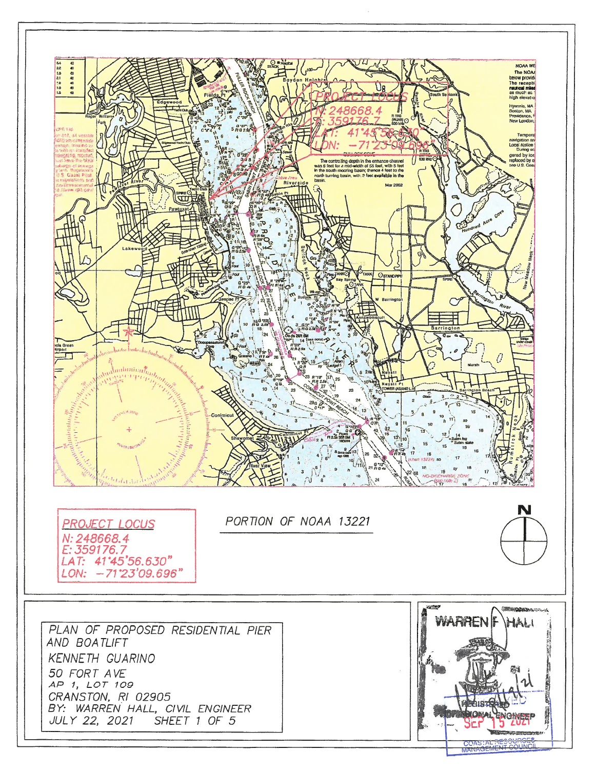PROJECT LOCUS
N: 248668.4
E: 359176.7
LAT: 41°45'56.630"
LON: -71°23'09.696"

PORTION OF NOAA 13221

N

PLAN OF PROPOSED RESIDENTIAL PIER AND BOATLIFT

KENNETH GUARINO

50 FORT AVE

AP 1, LOT 109

CRANSTON, RI 02905

BY: WARREN HALL, CIVIL ENGINEER

JULY 22, 2021 SHEET 1 OF 5

WARREN F. HALL

REGISTERED PROFESSIONAL ENGINEER

SEP 15 2021

COASTAL RESOURCES MANAGEMENT COUNCIL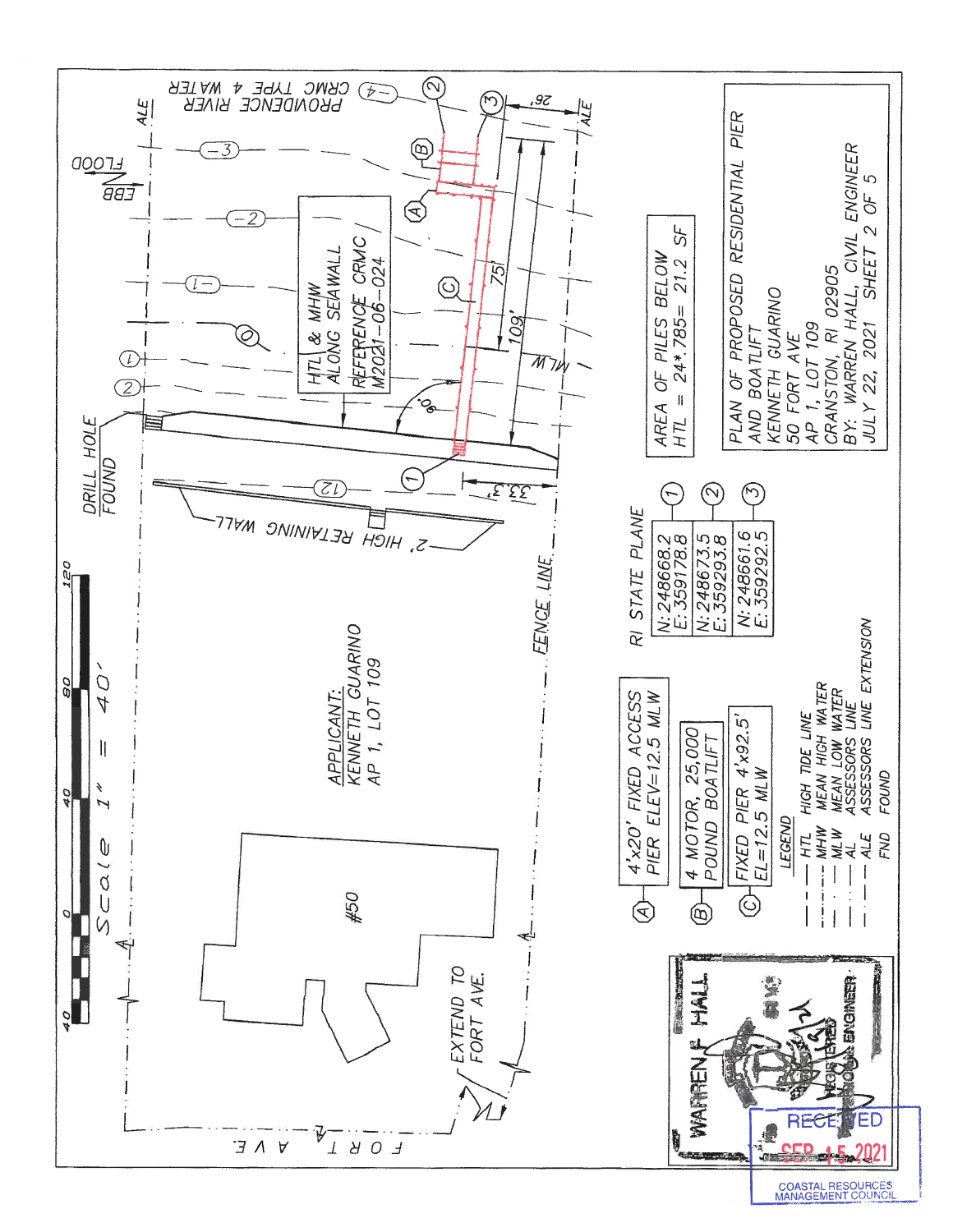PROVIDENCE RIVER
CRMC TYPE 4 WATER

EBB / FLOOD

ALE

DRILL HOLE FOUND

HTL & MHW ALONG SEAWALL
REFERENCE CRMC M2021-06-024

MLW

2' HIGH RETAINING WALL

FENCE LINE

75'

109'

90°

26'

33.3'

APPLICANT:
KENNETH GUARINO
AP 1, LOT 109

#50

EXTEND TO FORT AVE.

FORT AVE.

Scale 1" = 40'

0 40 80 120

AREA OF PILES BELOW HTL = 24*.785= 21.2 SF

RI STATE PLANE

| | |
|---|---|
| N: 248668.2<br>E: 359178.8 | (1) |
| N: 248673.5<br>E: 359293.8 | (2) |
| N: 248661.6<br>E: 359292.5 | (3) |

(A) 4'x20' FIXED ACCESS PIER ELEV=12.5 MLW

(B) 4 MOTOR, 25,000 POUND BOATLIFT

(C) FIXED PIER 4'x92.5' EL=12.5 MLW

LEGEND

- HTL HIGH TIDE LINE
- MHW MEAN HIGH WATER
- MLW MEAN LOW WATER
- AL ASSESSORS LINE
- ALE ASSESSORS LINE EXTENSION
- FND FOUND

PLAN OF PROPOSED RESIDENTIAL PIER AND BOATLIFT
KENNETH GUARINO
50 FORT AVE
AP 1, LOT 109
CRANSTON, RI 02905
BY: WARREN HALL, CIVIL ENGINEER
JULY 22, 2021 SHEET 2 OF 5

WARREN F. HALL
REGISTERED PROFESSIONAL ENGINEER

RECEIVED
SEP 15 2021
COASTAL RESOURCES MANAGEMENT COUNCIL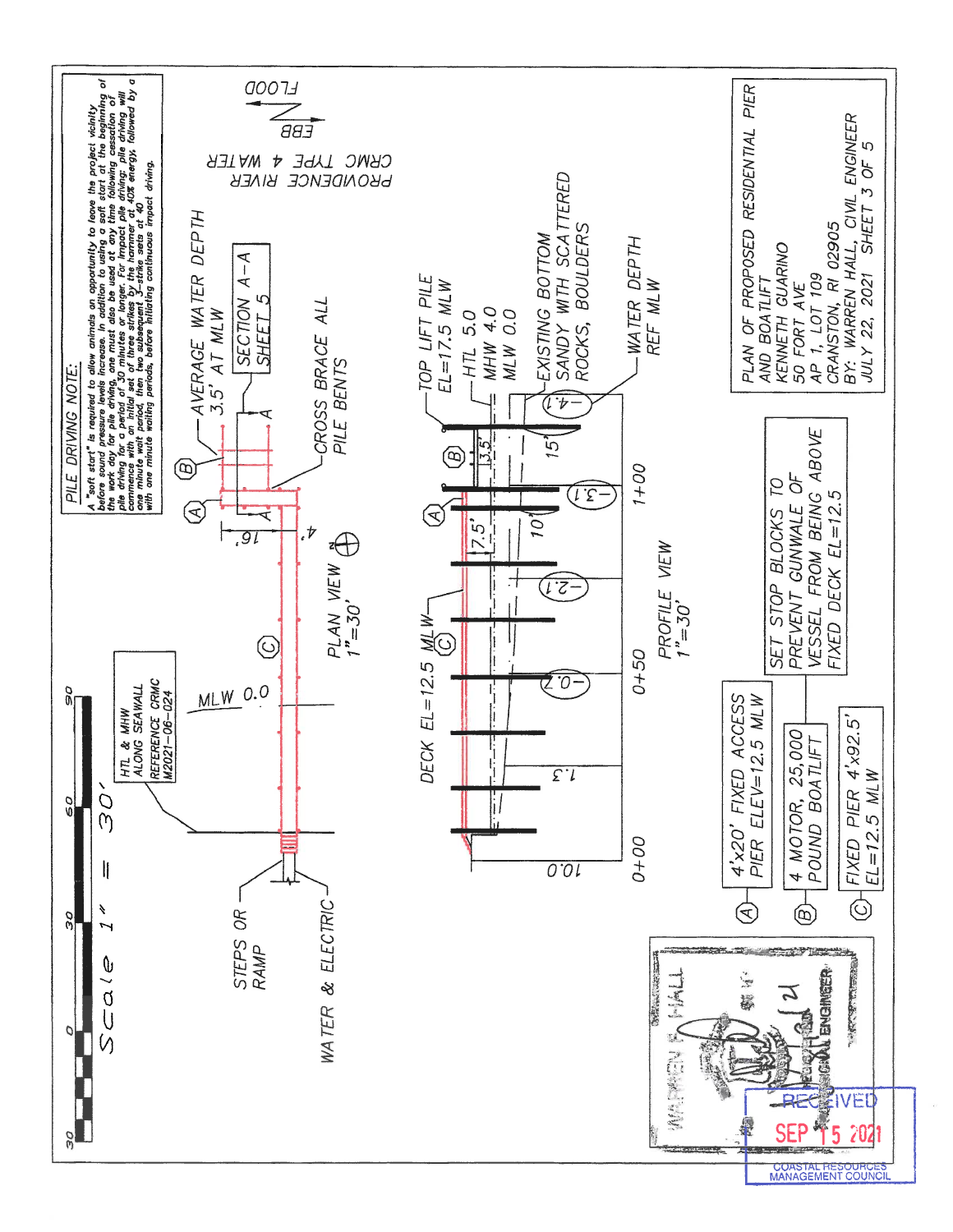## PILE DRIVING NOTE:

A "soft start" is required to allow animals an opportunity to leave the project vicinity before sound pressure levels increase. In addition to using a soft start at the beginning of the work day for pile driving, one must also be used at any time following cessation of pile driving for a period of 30 minutes or longer. For impact pile driving: pile driving will commence with an initial set of three strikes by the hammer at 40% energy, followed by a one minute wait period, then two subsequent 3-strike sets at 40 with one minute waiting periods, before initiating continuous impact driving.

PROVIDENCE RIVER
CRMC TYPE 4 WATER

FLOOD
EBB

Scale 1" = 30'

HTL & MHW
ALONG SEAWALL
REFERENCE CRMC
M2021-06-024

MLW 0.0

AVERAGE WATER DEPTH
3.5' AT MLW

SECTION A-A
SHEET 5

CROSS BRACE ALL
PILE BENTS

STEPS OR
RAMP

WATER & ELECTRIC

16'
4'

PLAN VIEW
1"=30'

TOP LIFT PILE
EL=17.5 MLW

HTL 5.0
MHW 4.0
MLW 0.0

EXISTING BOTTOM
SANDY WITH SCATTERED
ROCKS, BOULDERS

WATER DEPTH
REF MLW

DECK EL=12.5 MLW

10.0
1.3
-0.7
-2.1
-3.1
-4.1
7.5'
3.5'
10'
15'

0+00
0+50
1+00

PROFILE VIEW
1"=30'

(A) 4'x20' FIXED ACCESS PIER ELEV=12.5 MLW

(B) 4 MOTOR, 25,000 POUND BOATLIFT

(C) FIXED PIER 4'x92.5' EL=12.5 MLW

SET STOP BLOCKS TO PREVENT GUNWALE OF VESSEL FROM BEING ABOVE FIXED DECK EL=12.5

PLAN OF PROPOSED RESIDENTIAL PIER
AND BOATLIFT
KENNETH GUARINO
50 FORT AVE
AP 1, LOT 109
CRANSTON, RI 02905
BY: WARREN HALL, CIVIL ENGINEER
JULY 22, 2021 SHEET 3 OF 5

WARREN F. HALL
CIVIL ENGINEER

RECEIVED
SEP 15 2021
COASTAL RESOURCES
MANAGEMENT COUNCIL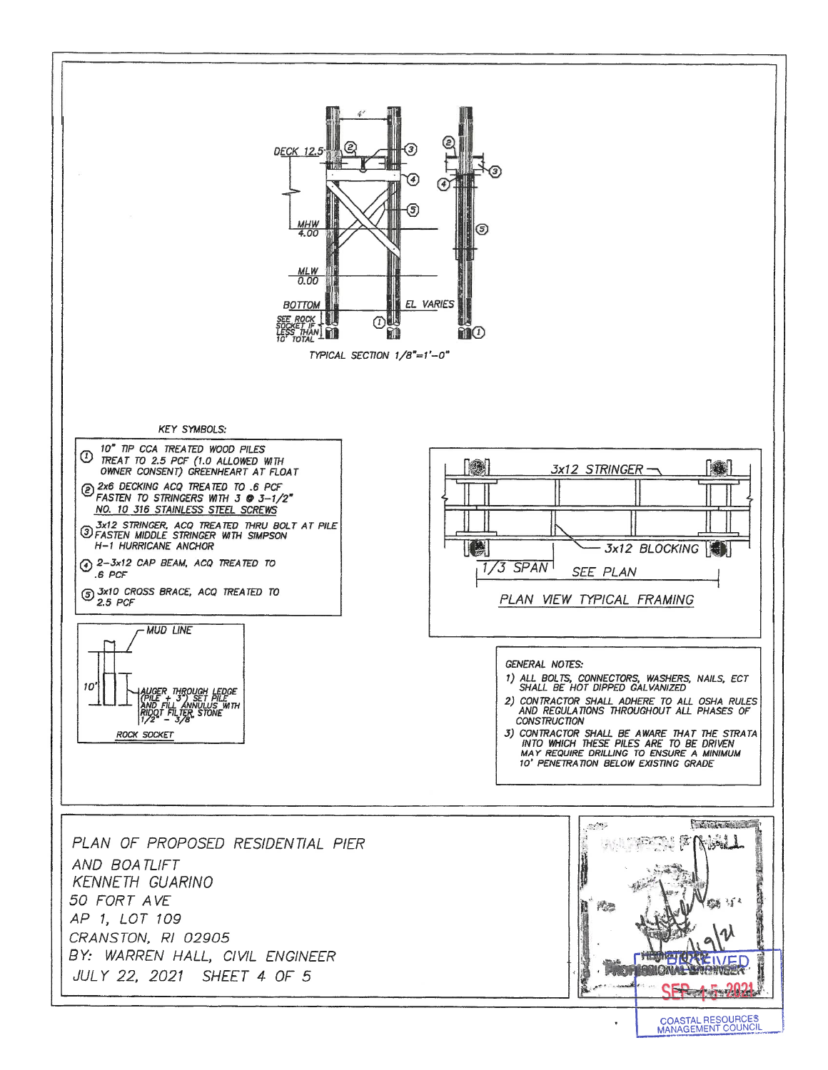DECK 12.5

MHW 4.00

MLW 0.00

BOTTOM

EL VARIES

SEE ROCK SOCKET IF LESS THAN 10' TOTAL

TYPICAL SECTION 1/8"=1'-0"

KEY SYMBOLS:

1. 10" TIP CCA TREATED WOOD PILES TREAT TO 2.5 PCF (1.0 ALLOWED WITH OWNER CONSENT) GREENHEART AT FLOAT
2. 2x6 DECKING ACQ TREATED TO .6 PCF FASTEN TO STRINGERS WITH 3 @ 3-1/2" NO. 10 316 STAINLESS STEEL SCREWS
3. 3x12 STRINGER, ACQ TREATED THRU BOLT AT PILE FASTEN MIDDLE STRINGER WITH SIMPSON H-1 HURRICANE ANCHOR
4. 2-3x12 CAP BEAM, ACQ TREATED TO .6 PCF
5. 3x10 CROSS BRACE, ACQ TREATED TO 2.5 PCF

MUD LINE

10'

AUGER THROUGH LEDGE (PILE + 3") SET PILE AND FILL ANNULUS WITH RIDOT FILTER STONE 1/2" - 3/8"

ROCK SOCKET

3x12 STRINGER

3x12 BLOCKING

1/3 SPAN

SEE PLAN

PLAN VIEW TYPICAL FRAMING

GENERAL NOTES:

1) ALL BOLTS, CONNECTORS, WASHERS, NAILS, ECT SHALL BE HOT DIPPED GALVANIZED
2) CONTRACTOR SHALL ADHERE TO ALL OSHA RULES AND REGULATIONS THROUGHOUT ALL PHASES OF CONSTRUCTION
3) CONTRACTOR SHALL BE AWARE THAT THE STRATA INTO WHICH THESE PILES ARE TO BE DRIVEN MAY REQUIRE DRILLING TO ENSURE A MINIMUM 10' PENETRATION BELOW EXISTING GRADE

PLAN OF PROPOSED RESIDENTIAL PIER AND BOATLIFT
KENNETH GUARINO
50 FORT AVE
AP 1, LOT 109
CRANSTON, RI 02905
BY: WARREN HALL, CIVIL ENGINEER
JULY 22, 2021 SHEET 4 OF 5

WARREN HALL
PROFESSIONAL ENGINEER
9/9/21

RECEIVED
SEP 15 2021
COASTAL RESOURCES MANAGEMENT COUNCIL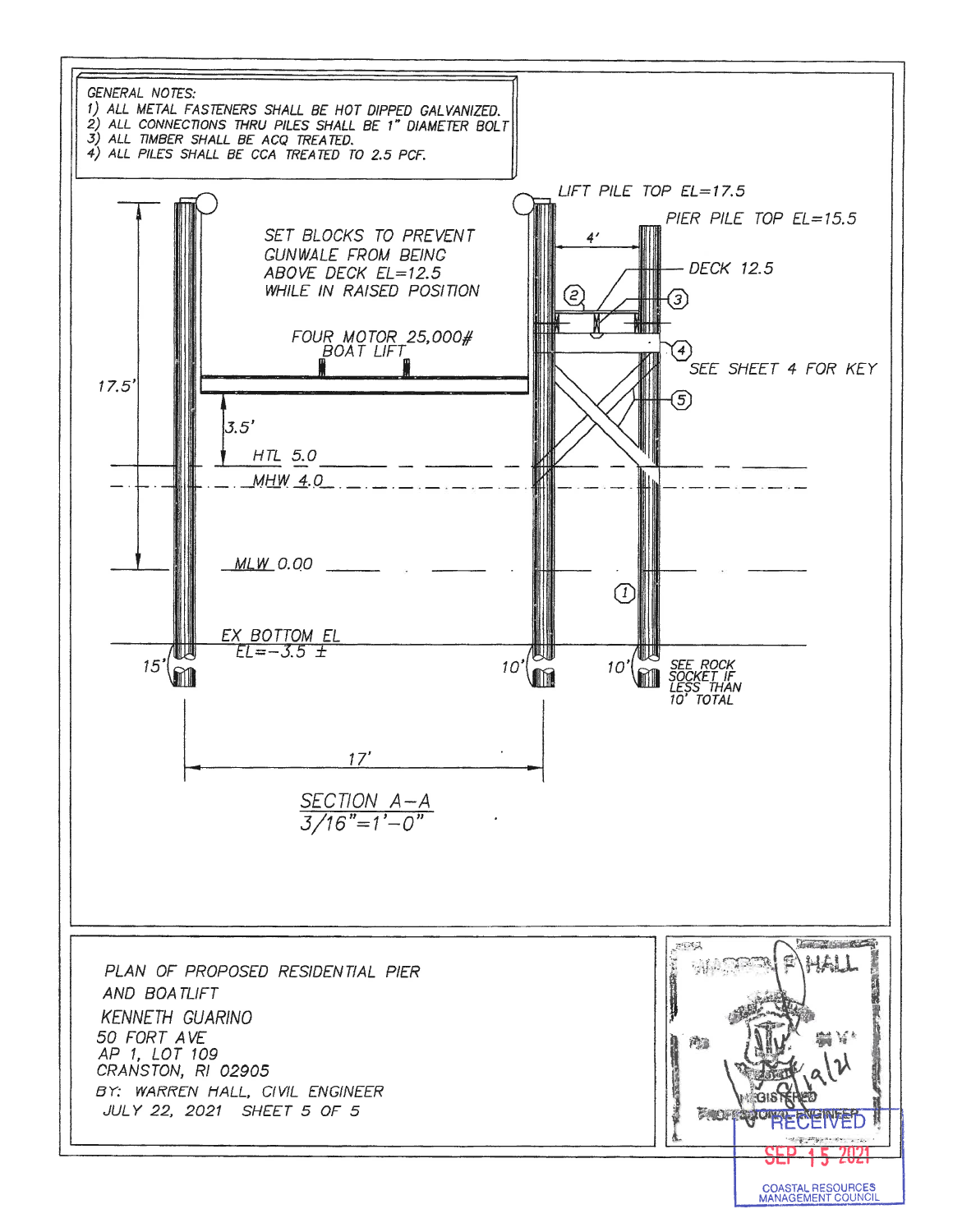GENERAL NOTES:

1) ALL METAL FASTENERS SHALL BE HOT DIPPED GALVANIZED.
2) ALL CONNECTIONS THRU PILES SHALL BE 1" DIAMETER BOLT
3) ALL TIMBER SHALL BE ACQ TREATED.
4) ALL PILES SHALL BE CCA TREATED TO 2.5 PCF.

LIFT PILE TOP EL=17.5

PIER PILE TOP EL=15.5

4'

DECK 12.5

SET BLOCKS TO PREVENT GUNWALE FROM BEING ABOVE DECK EL=12.5 WHILE IN RAISED POSITION

2

3

FOUR MOTOR 25,000# BOAT LIFT

4

SEE SHEET 4 FOR KEY

17.5'

5

3.5'

HTL 5.0

MHW 4.0

MLW 0.00

1

EX BOTTOM EL EL=-3.5 ±

15'

10'

10'

SEE ROCK SOCKET IF LESS THAN 10' TOTAL

17'

SECTION A-A
3/16"=1'-0"

PLAN OF PROPOSED RESIDENTIAL PIER AND BOATLIFT

KENNETH GUARINO

50 FORT AVE

AP 1, LOT 109

CRANSTON, RI 02905

BY: WARREN HALL, CIVIL ENGINEER

JULY 22, 2021 SHEET 5 OF 5

WARREN F. HALL

REGISTERED PROFESSIONAL ENGINEER

9/19/21

RECEIVED

SEP 15 2021

COASTAL RESOURCES MANAGEMENT COUNCIL